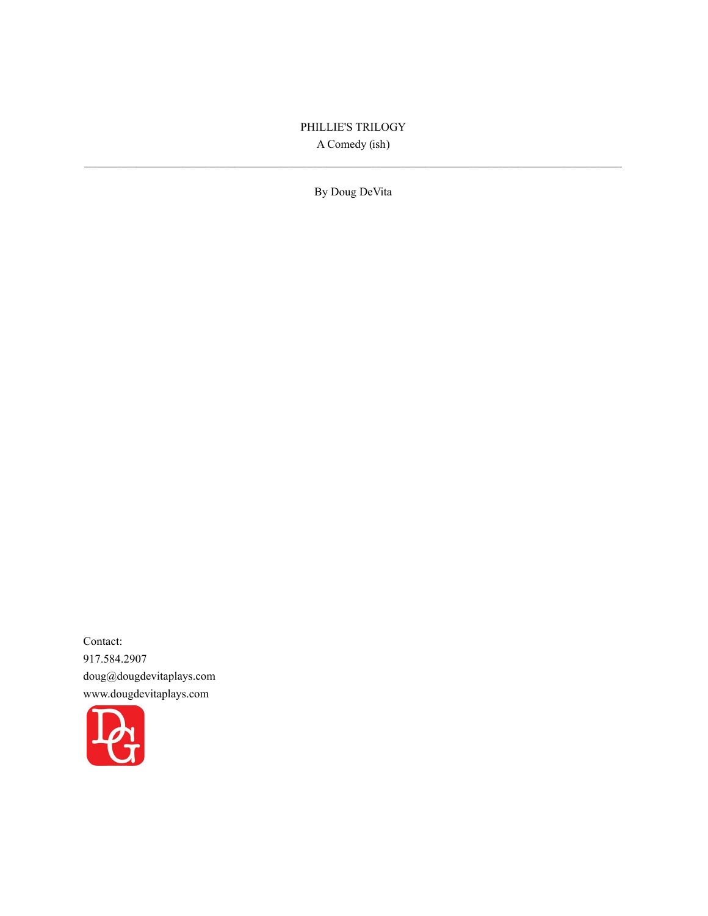# PHILLIE'S TRILOGY

A Comedy (ish)

---

By Doug DeVita

Contact:
917.584.2907
doug@dougdevitaplays.com
www.dougdevitaplays.com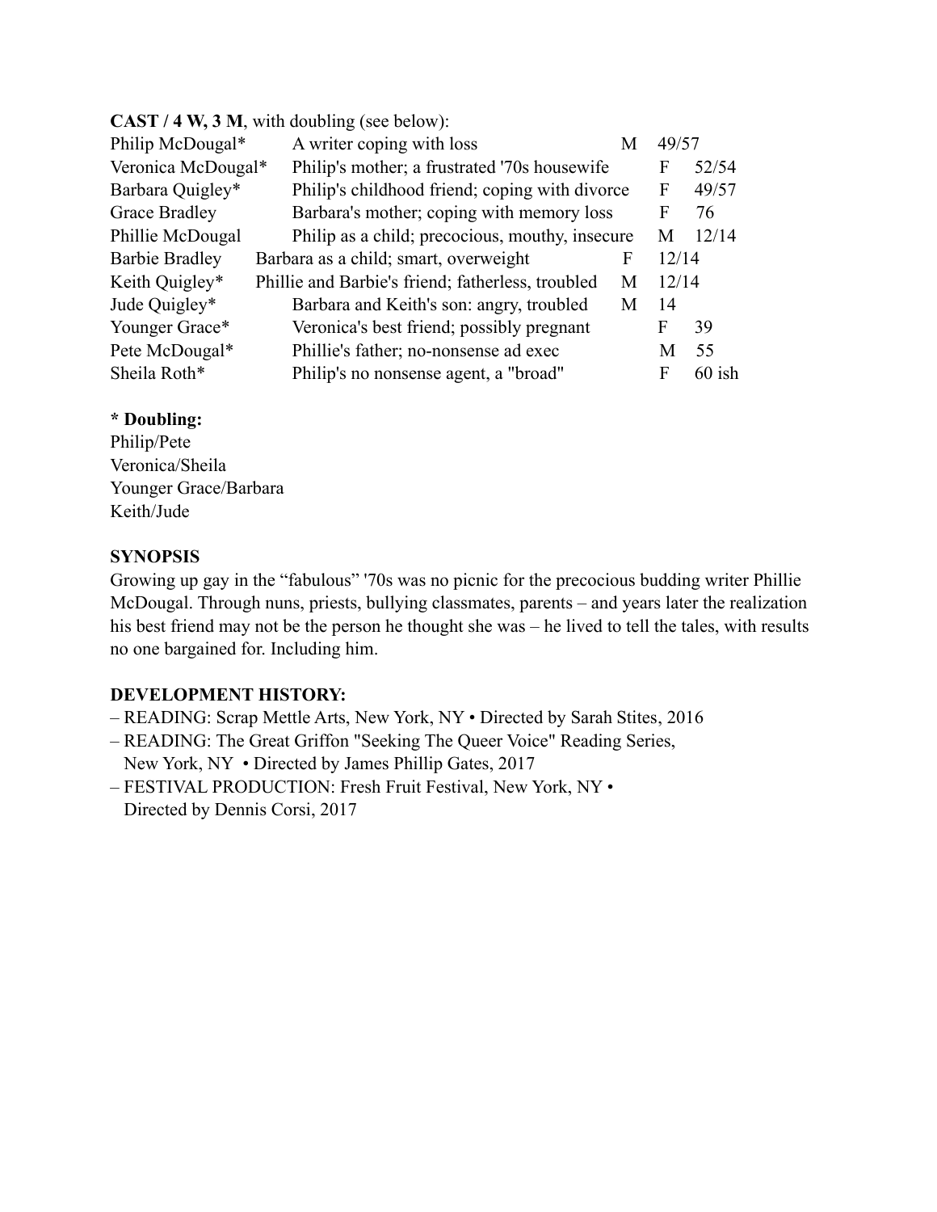**CAST / 4 W, 3 M**, with doubling (see below):

| | | | |
|---|---|---|---|
| Philip McDougal* | A writer coping with loss | M | 49/57 |
| Veronica McDougal* | Philip's mother; a frustrated '70s housewife | F | 52/54 |
| Barbara Quigley* | Philip's childhood friend; coping with divorce | F | 49/57 |
| Grace Bradley | Barbara's mother; coping with memory loss | F | 76 |
| Phillie McDougal | Philip as a child; precocious, mouthy, insecure | M | 12/14 |
| Barbie Bradley | Barbara as a child; smart, overweight | F | 12/14 |
| Keith Quigley* | Phillie and Barbie's friend; fatherless, troubled | M | 12/14 |
| Jude Quigley* | Barbara and Keith's son: angry, troubled | M | 14 |
| Younger Grace* | Veronica's best friend; possibly pregnant | F | 39 |
| Pete McDougal* | Phillie's father; no-nonsense ad exec | M | 55 |
| Sheila Roth* | Philip's no nonsense agent, a "broad" | F | 60 ish |

**\* Doubling:**
Philip/Pete
Veronica/Sheila
Younger Grace/Barbara
Keith/Jude

**SYNOPSIS**

Growing up gay in the "fabulous" '70s was no picnic for the precocious budding writer Phillie McDougal. Through nuns, priests, bullying classmates, parents – and years later the realization his best friend may not be the person he thought she was – he lived to tell the tales, with results no one bargained for. Including him.

**DEVELOPMENT HISTORY:**

– READING: Scrap Mettle Arts, New York, NY • Directed by Sarah Stites, 2016
– READING: The Great Griffon "Seeking The Queer Voice" Reading Series, New York, NY • Directed by James Phillip Gates, 2017
– FESTIVAL PRODUCTION: Fresh Fruit Festival, New York, NY • Directed by Dennis Corsi, 2017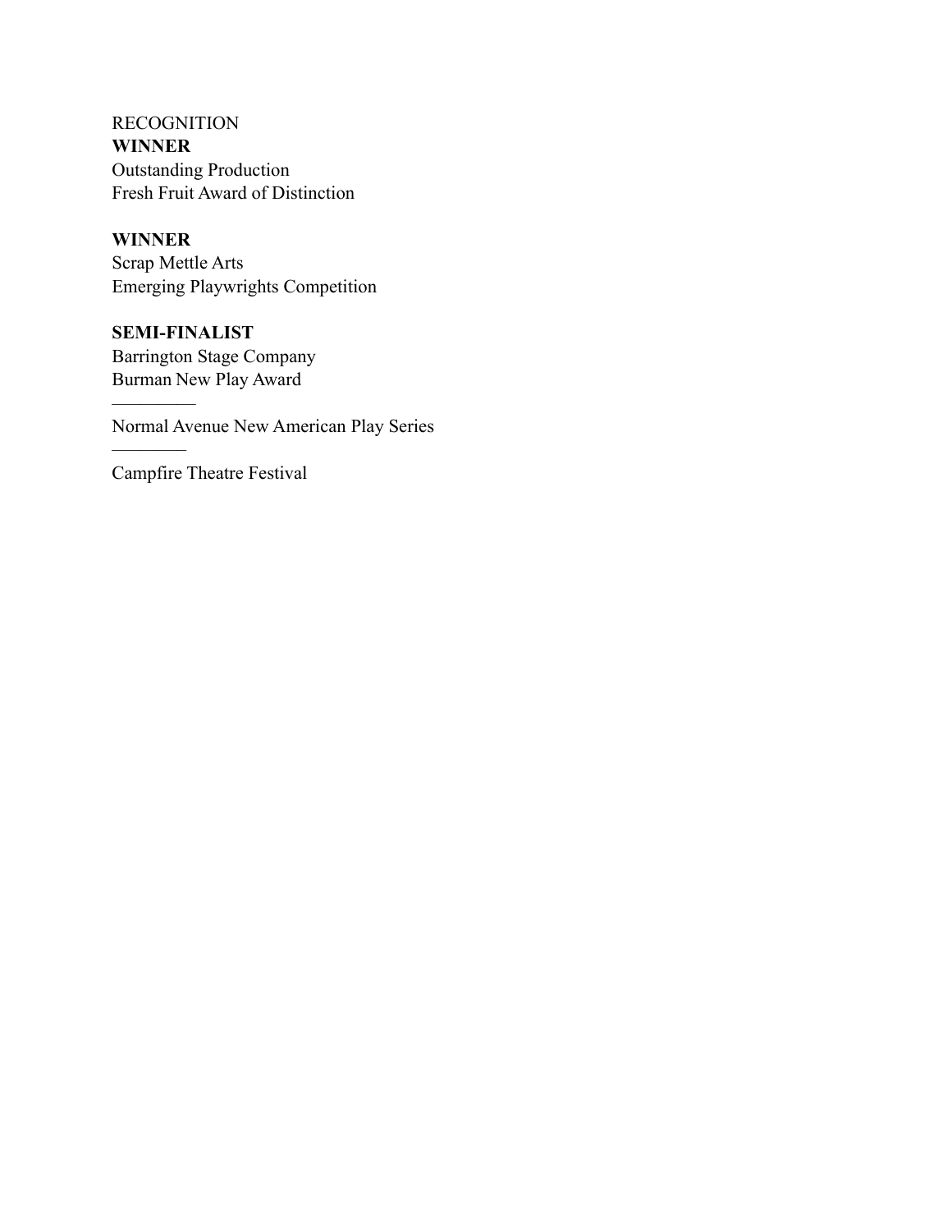RECOGNITION

**WINNER**
Outstanding Production
Fresh Fruit Award of Distinction

**WINNER**
Scrap Mettle Arts
Emerging Playwrights Competition

**SEMI-FINALIST**
Barrington Stage Company
Burman New Play Award

---

Normal Avenue New American Play Series

---

Campfire Theatre Festival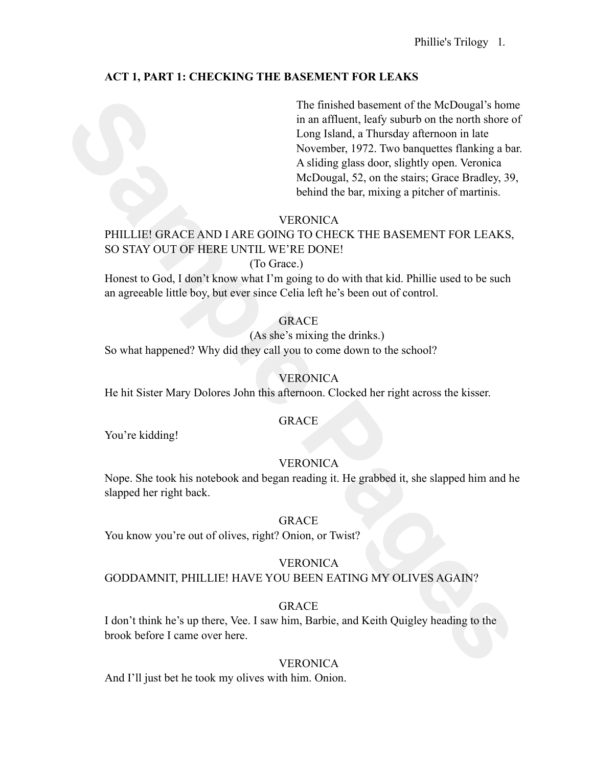**ACT 1, PART 1: CHECKING THE BASEMENT FOR LEAKS**

The finished basement of the McDougal's home in an affluent, leafy suburb on the north shore of Long Island, a Thursday afternoon in late November, 1972. Two banquettes flanking a bar. A sliding glass door, slightly open. Veronica McDougal, 52, on the stairs; Grace Bradley, 39, behind the bar, mixing a pitcher of martinis.

VERONICA

PHILLIE! GRACE AND I ARE GOING TO CHECK THE BASEMENT FOR LEAKS, SO STAY OUT OF HERE UNTIL WE'RE DONE!

(To Grace.)

Honest to God, I don't know what I'm going to do with that kid. Phillie used to be such an agreeable little boy, but ever since Celia left he's been out of control.

GRACE

(As she's mixing the drinks.)

So what happened? Why did they call you to come down to the school?

VERONICA

He hit Sister Mary Dolores John this afternoon. Clocked her right across the kisser.

GRACE

You're kidding!

VERONICA

Nope. She took his notebook and began reading it. He grabbed it, she slapped him and he slapped her right back.

GRACE

You know you're out of olives, right? Onion, or Twist?

VERONICA

GODDAMNIT, PHILLIE! HAVE YOU BEEN EATING MY OLIVES AGAIN?

GRACE

I don't think he's up there, Vee. I saw him, Barbie, and Keith Quigley heading to the brook before I came over here.

VERONICA

And I'll just bet he took my olives with him. Onion.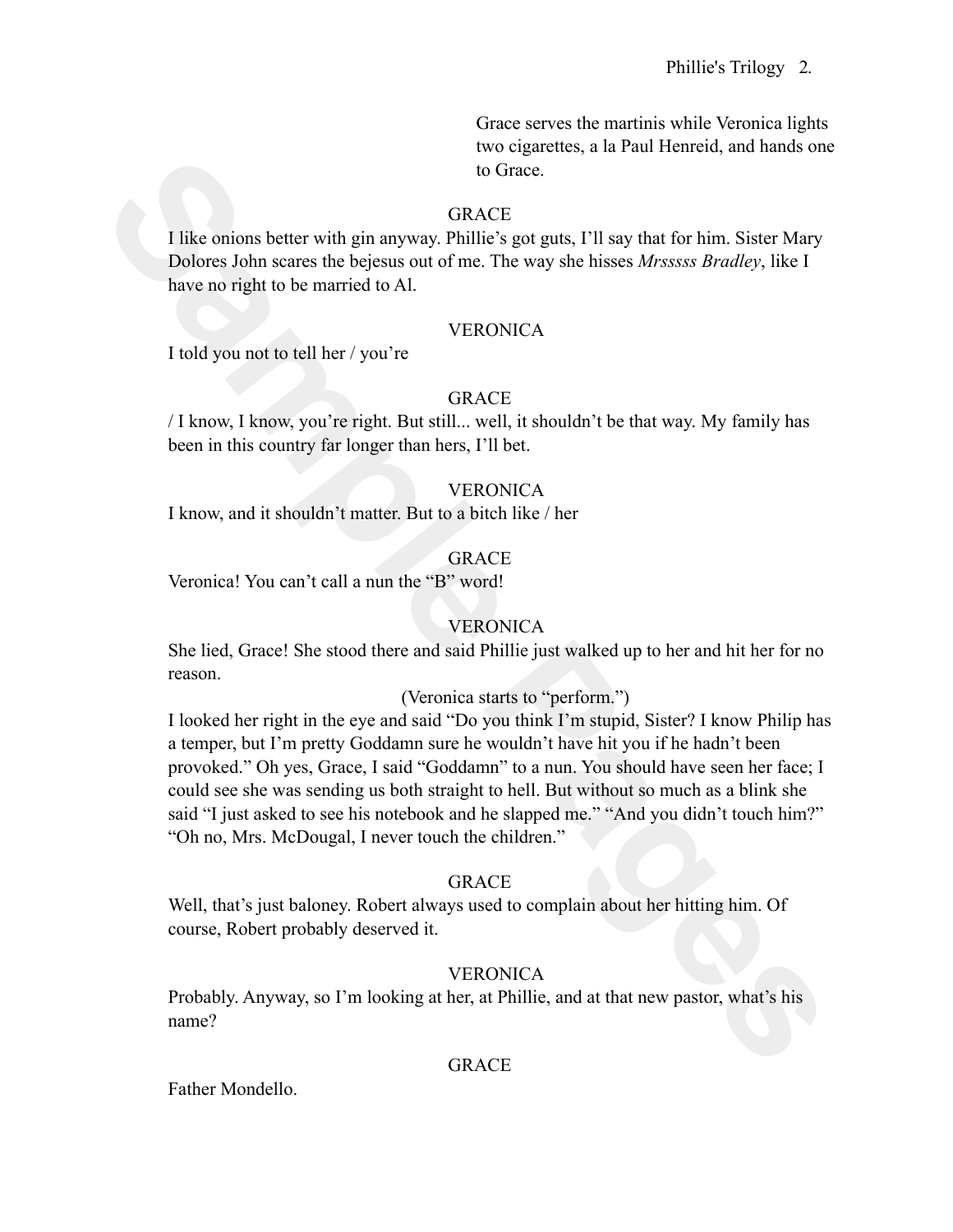Grace serves the martinis while Veronica lights two cigarettes, a la Paul Henreid, and hands one to Grace.

GRACE

I like onions better with gin anyway. Phillie's got guts, I'll say that for him. Sister Mary Dolores John scares the bejesus out of me. The way she hisses *Mrsssss Bradley*, like I have no right to be married to Al.

VERONICA

I told you not to tell her / you're

GRACE

/ I know, I know, you're right. But still... well, it shouldn't be that way. My family has been in this country far longer than hers, I'll bet.

VERONICA

I know, and it shouldn't matter. But to a bitch like / her

GRACE

Veronica! You can't call a nun the "B" word!

VERONICA

She lied, Grace! She stood there and said Phillie just walked up to her and hit her for no reason.

(Veronica starts to "perform.")

I looked her right in the eye and said "Do you think I'm stupid, Sister? I know Philip has a temper, but I'm pretty Goddamn sure he wouldn't have hit you if he hadn't been provoked." Oh yes, Grace, I said "Goddamn" to a nun. You should have seen her face; I could see she was sending us both straight to hell. But without so much as a blink she said "I just asked to see his notebook and he slapped me." "And you didn't touch him?" "Oh no, Mrs. McDougal, I never touch the children."

GRACE

Well, that's just baloney. Robert always used to complain about her hitting him. Of course, Robert probably deserved it.

VERONICA

Probably. Anyway, so I'm looking at her, at Phillie, and at that new pastor, what's his name?

GRACE

Father Mondello.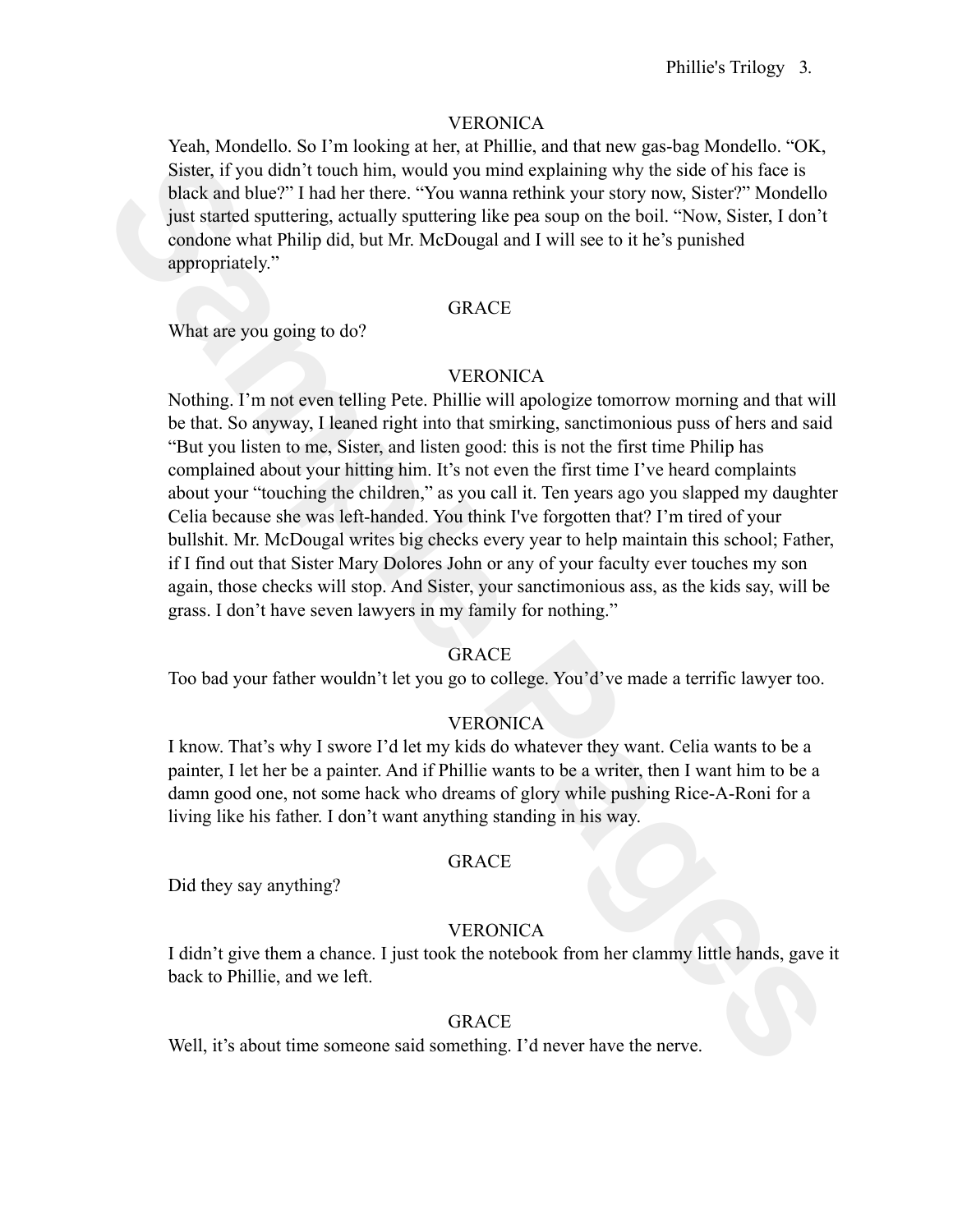VERONICA

Yeah, Mondello. So I'm looking at her, at Phillie, and that new gas-bag Mondello. "OK, Sister, if you didn't touch him, would you mind explaining why the side of his face is black and blue?" I had her there. "You wanna rethink your story now, Sister?" Mondello just started sputtering, actually sputtering like pea soup on the boil. "Now, Sister, I don't condone what Philip did, but Mr. McDougal and I will see to it he's punished appropriately."

GRACE

What are you going to do?

VERONICA

Nothing. I'm not even telling Pete. Phillie will apologize tomorrow morning and that will be that. So anyway, I leaned right into that smirking, sanctimonious puss of hers and said "But you listen to me, Sister, and listen good: this is not the first time Philip has complained about your hitting him. It's not even the first time I've heard complaints about your "touching the children," as you call it. Ten years ago you slapped my daughter Celia because she was left-handed. You think I've forgotten that? I'm tired of your bullshit. Mr. McDougal writes big checks every year to help maintain this school; Father, if I find out that Sister Mary Dolores John or any of your faculty ever touches my son again, those checks will stop. And Sister, your sanctimonious ass, as the kids say, will be grass. I don't have seven lawyers in my family for nothing."

GRACE

Too bad your father wouldn't let you go to college. You'd've made a terrific lawyer too.

VERONICA

I know. That's why I swore I'd let my kids do whatever they want. Celia wants to be a painter, I let her be a painter. And if Phillie wants to be a writer, then I want him to be a damn good one, not some hack who dreams of glory while pushing Rice-A-Roni for a living like his father. I don't want anything standing in his way.

GRACE

Did they say anything?

VERONICA

I didn't give them a chance. I just took the notebook from her clammy little hands, gave it back to Phillie, and we left.

GRACE

Well, it's about time someone said something. I'd never have the nerve.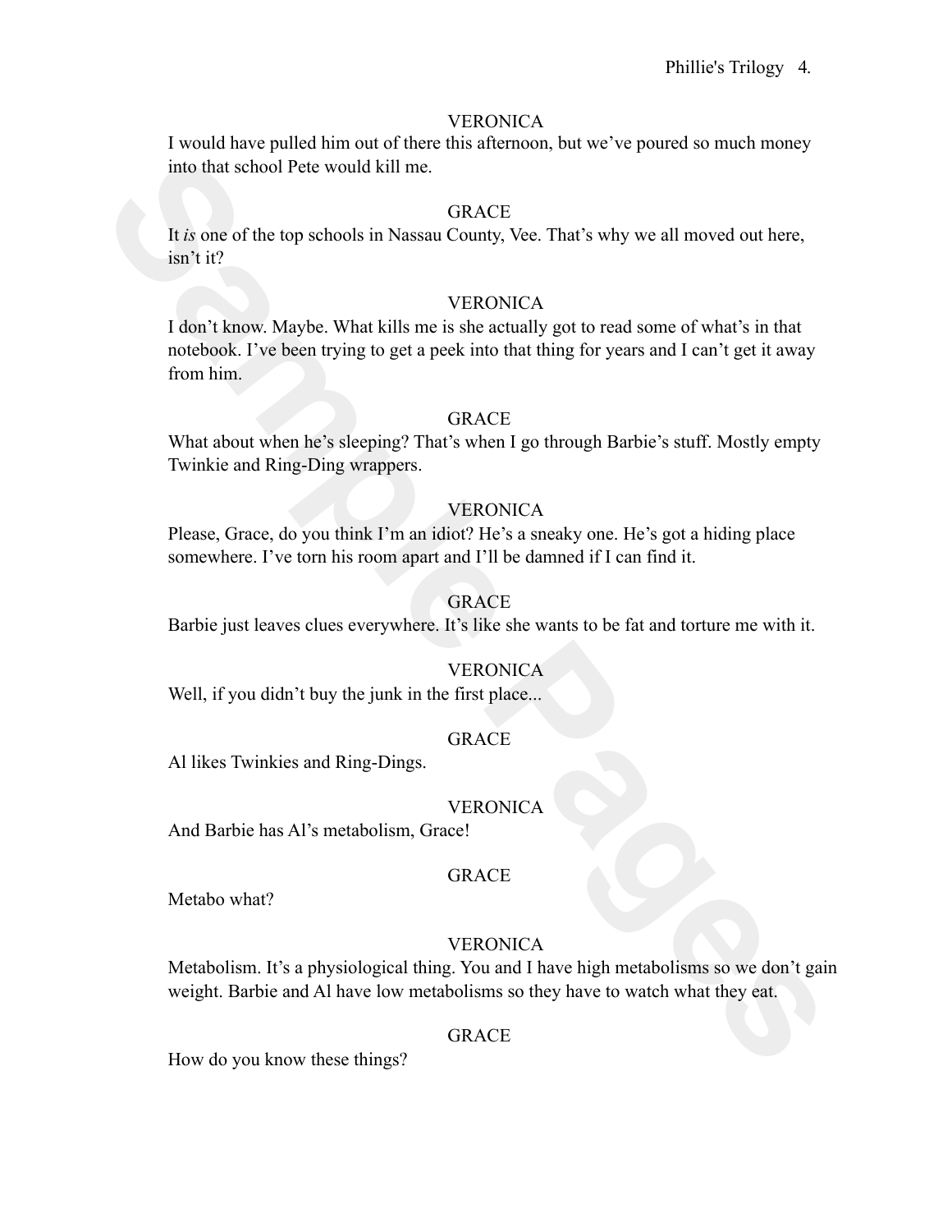VERONICA

I would have pulled him out of there this afternoon, but we've poured so much money into that school Pete would kill me.

GRACE

It *is* one of the top schools in Nassau County, Vee. That's why we all moved out here, isn't it?

VERONICA

I don't know. Maybe. What kills me is she actually got to read some of what's in that notebook. I've been trying to get a peek into that thing for years and I can't get it away from him.

GRACE

What about when he's sleeping? That's when I go through Barbie's stuff. Mostly empty Twinkie and Ring-Ding wrappers.

VERONICA

Please, Grace, do you think I'm an idiot? He's a sneaky one. He's got a hiding place somewhere. I've torn his room apart and I'll be damned if I can find it.

GRACE

Barbie just leaves clues everywhere. It's like she wants to be fat and torture me with it.

VERONICA

Well, if you didn't buy the junk in the first place...

GRACE

Al likes Twinkies and Ring-Dings.

VERONICA

And Barbie has Al's metabolism, Grace!

GRACE

Metabo what?

VERONICA

Metabolism. It's a physiological thing. You and I have high metabolisms so we don't gain weight. Barbie and Al have low metabolisms so they have to watch what they eat.

GRACE

How do you know these things?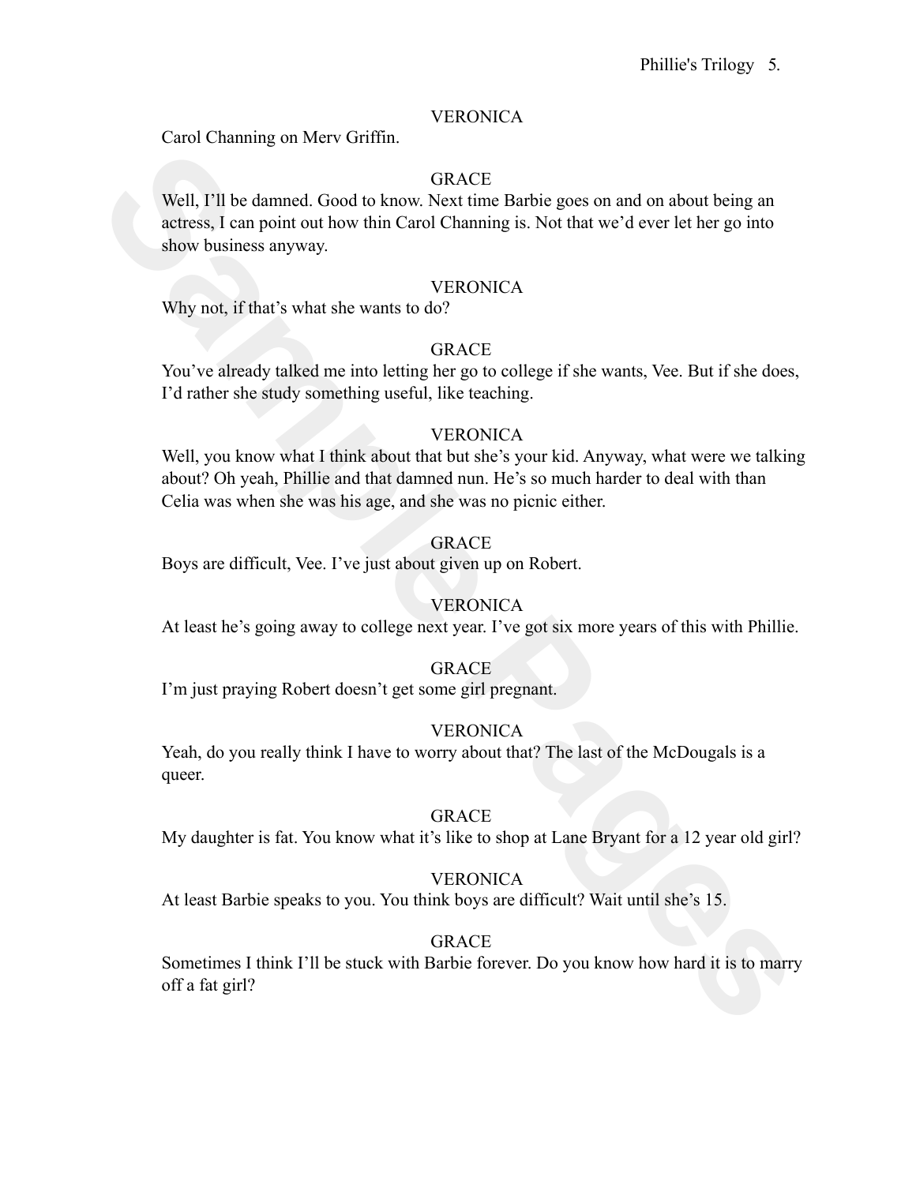VERONICA

Carol Channing on Merv Griffin.

GRACE

Well, I'll be damned. Good to know. Next time Barbie goes on and on about being an actress, I can point out how thin Carol Channing is. Not that we'd ever let her go into show business anyway.

VERONICA

Why not, if that's what she wants to do?

GRACE

You've already talked me into letting her go to college if she wants, Vee. But if she does, I'd rather she study something useful, like teaching.

VERONICA

Well, you know what I think about that but she's your kid. Anyway, what were we talking about? Oh yeah, Phillie and that damned nun. He's so much harder to deal with than Celia was when she was his age, and she was no picnic either.

GRACE

Boys are difficult, Vee. I've just about given up on Robert.

VERONICA

At least he's going away to college next year. I've got six more years of this with Phillie.

GRACE

I'm just praying Robert doesn't get some girl pregnant.

VERONICA

Yeah, do you really think I have to worry about that? The last of the McDougals is a queer.

GRACE

My daughter is fat. You know what it's like to shop at Lane Bryant for a 12 year old girl?

VERONICA

At least Barbie speaks to you. You think boys are difficult? Wait until she's 15.

GRACE

Sometimes I think I'll be stuck with Barbie forever. Do you know how hard it is to marry off a fat girl?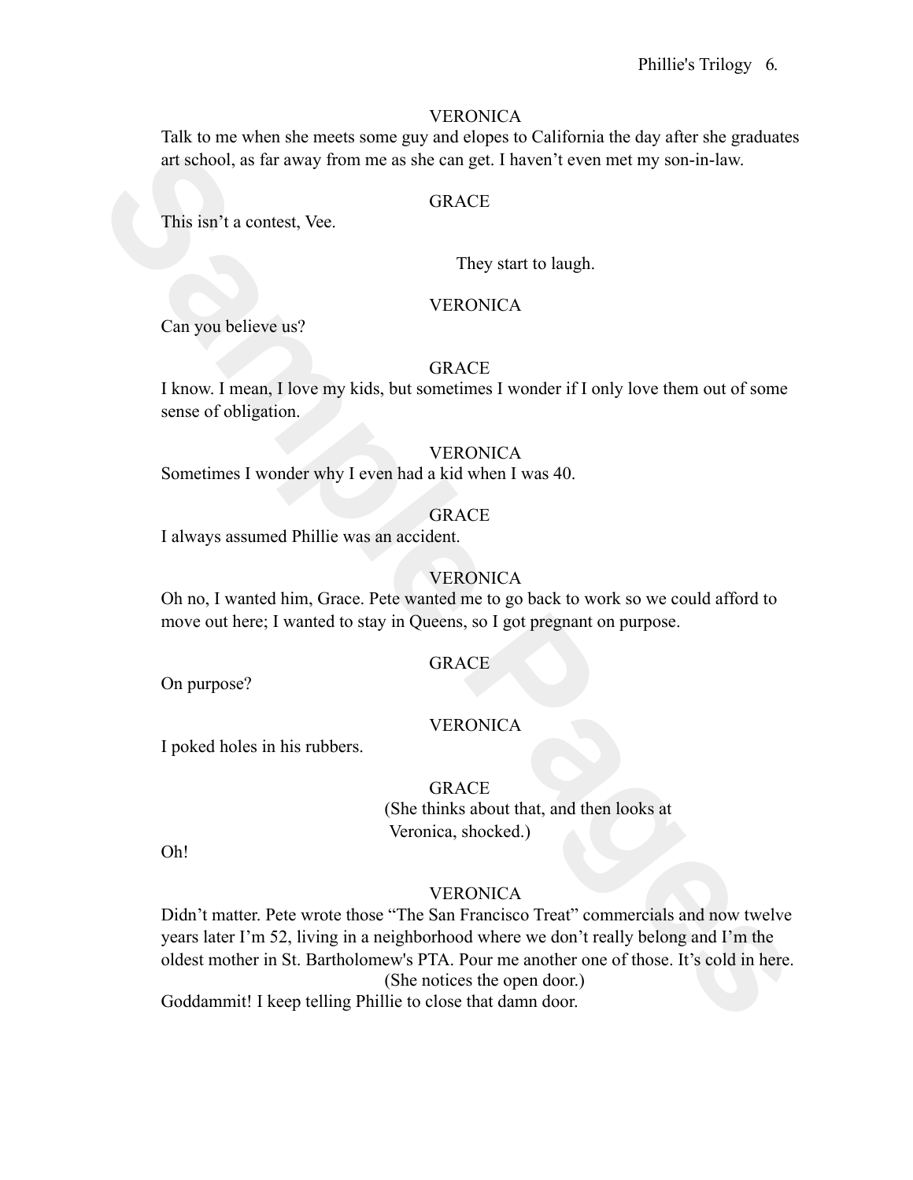VERONICA

Talk to me when she meets some guy and elopes to California the day after she graduates art school, as far away from me as she can get. I haven't even met my son-in-law.

GRACE

This isn't a contest, Vee.

They start to laugh.

VERONICA

Can you believe us?

GRACE

I know. I mean, I love my kids, but sometimes I wonder if I only love them out of some sense of obligation.

VERONICA

Sometimes I wonder why I even had a kid when I was 40.

GRACE

I always assumed Phillie was an accident.

VERONICA

Oh no, I wanted him, Grace. Pete wanted me to go back to work so we could afford to move out here; I wanted to stay in Queens, so I got pregnant on purpose.

GRACE

On purpose?

VERONICA

I poked holes in his rubbers.

GRACE

(She thinks about that, and then looks at Veronica, shocked.)

Oh!

VERONICA

Didn't matter. Pete wrote those "The San Francisco Treat" commercials and now twelve years later I'm 52, living in a neighborhood where we don't really belong and I'm the oldest mother in St. Bartholomew's PTA. Pour me another one of those. It's cold in here.

(She notices the open door.)

Goddammit! I keep telling Phillie to close that damn door.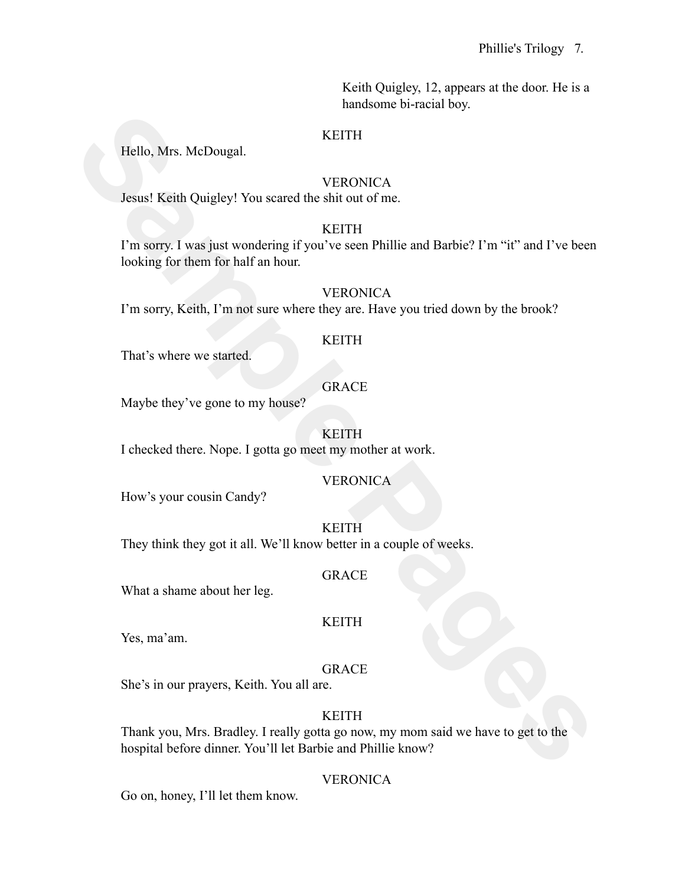Keith Quigley, 12, appears at the door. He is a handsome bi-racial boy.

KEITH

Hello, Mrs. McDougal.

VERONICA

Jesus! Keith Quigley! You scared the shit out of me.

KEITH

I'm sorry. I was just wondering if you've seen Phillie and Barbie? I'm "it" and I've been looking for them for half an hour.

VERONICA

I'm sorry, Keith, I'm not sure where they are. Have you tried down by the brook?

KEITH

That's where we started.

GRACE

Maybe they've gone to my house?

KEITH

I checked there. Nope. I gotta go meet my mother at work.

VERONICA

How's your cousin Candy?

KEITH

They think they got it all. We'll know better in a couple of weeks.

GRACE

What a shame about her leg.

KEITH

Yes, ma'am.

GRACE

She's in our prayers, Keith. You all are.

KEITH

Thank you, Mrs. Bradley. I really gotta go now, my mom said we have to get to the hospital before dinner. You'll let Barbie and Phillie know?

VERONICA

Go on, honey, I'll let them know.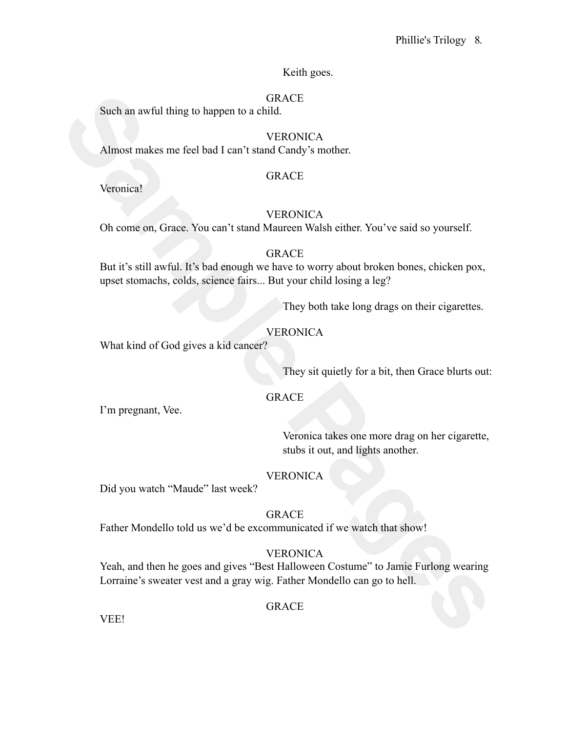Keith goes.

GRACE

Such an awful thing to happen to a child.

VERONICA

Almost makes me feel bad I can't stand Candy's mother.

GRACE

Veronica!

VERONICA

Oh come on, Grace. You can't stand Maureen Walsh either. You've said so yourself.

GRACE

But it's still awful. It's bad enough we have to worry about broken bones, chicken pox, upset stomachs, colds, science fairs... But your child losing a leg?

They both take long drags on their cigarettes.

VERONICA

What kind of God gives a kid cancer?

They sit quietly for a bit, then Grace blurts out:

GRACE

I'm pregnant, Vee.

Veronica takes one more drag on her cigarette, stubs it out, and lights another.

VERONICA

Did you watch "Maude" last week?

GRACE

Father Mondello told us we'd be excommunicated if we watch that show!

VERONICA

Yeah, and then he goes and gives "Best Halloween Costume" to Jamie Furlong wearing Lorraine's sweater vest and a gray wig. Father Mondello can go to hell.

GRACE

VEE!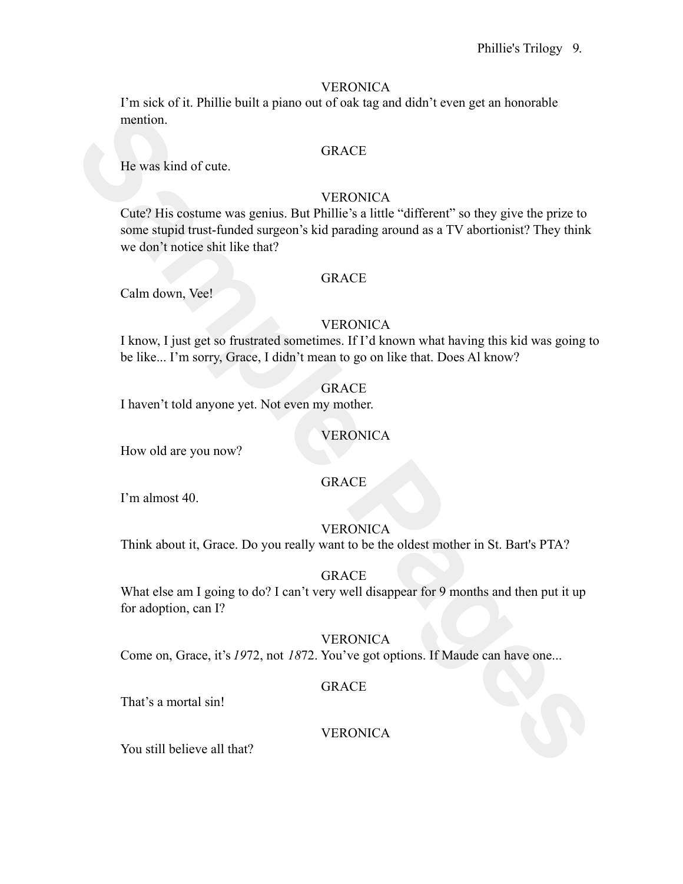VERONICA

I'm sick of it. Phillie built a piano out of oak tag and didn't even get an honorable mention.

GRACE

He was kind of cute.

VERONICA

Cute? His costume was genius. But Phillie's a little "different" so they give the prize to some stupid trust-funded surgeon's kid parading around as a TV abortionist? They think we don't notice shit like that?

GRACE

Calm down, Vee!

VERONICA

I know, I just get so frustrated sometimes. If I'd known what having this kid was going to be like... I'm sorry, Grace, I didn't mean to go on like that. Does Al know?

GRACE

I haven't told anyone yet. Not even my mother.

VERONICA

How old are you now?

GRACE

I'm almost 40.

VERONICA

Think about it, Grace. Do you really want to be the oldest mother in St. Bart's PTA?

GRACE

What else am I going to do? I can't very well disappear for 9 months and then put it up for adoption, can I?

VERONICA

Come on, Grace, it's *19*72, not *18*72. You've got options. If Maude can have one...

GRACE

That's a mortal sin!

VERONICA

You still believe all that?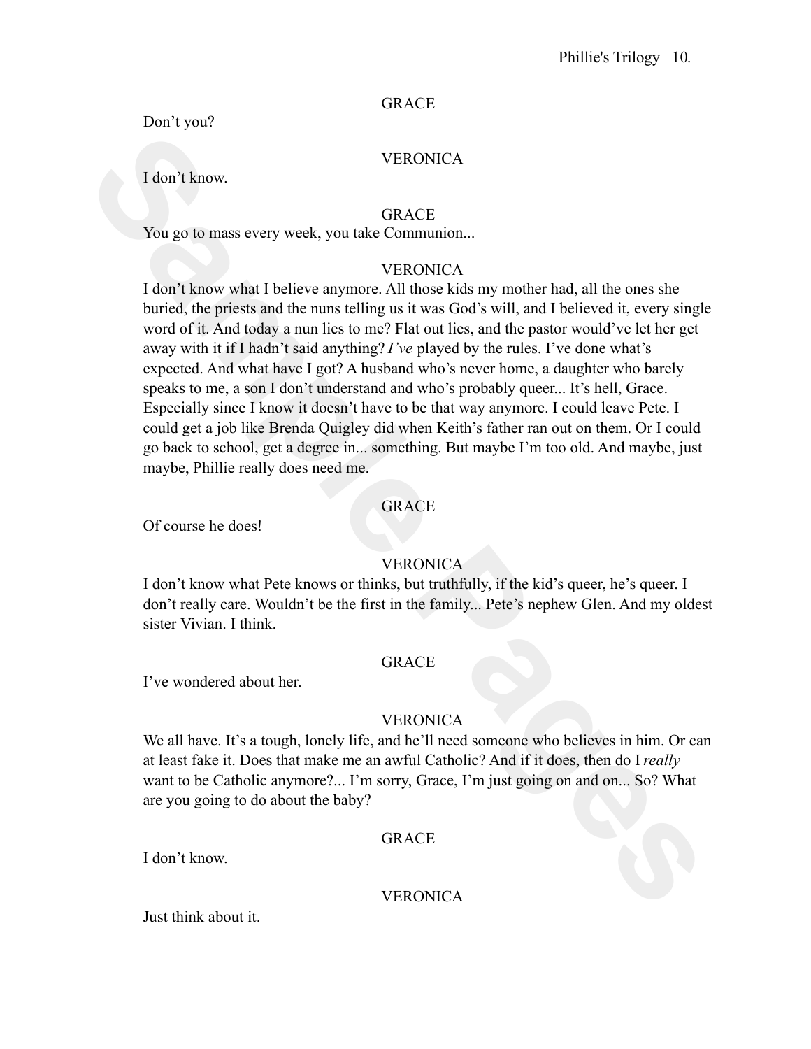GRACE

Don't you?

VERONICA

I don't know.

GRACE

You go to mass every week, you take Communion...

VERONICA

I don't know what I believe anymore. All those kids my mother had, all the ones she buried, the priests and the nuns telling us it was God's will, and I believed it, every single word of it. And today a nun lies to me? Flat out lies, and the pastor would've let her get away with it if I hadn't said anything? *I've* played by the rules. I've done what's expected. And what have I got? A husband who's never home, a daughter who barely speaks to me, a son I don't understand and who's probably queer... It's hell, Grace. Especially since I know it doesn't have to be that way anymore. I could leave Pete. I could get a job like Brenda Quigley did when Keith's father ran out on them. Or I could go back to school, get a degree in... something. But maybe I'm too old. And maybe, just maybe, Phillie really does need me.

GRACE

Of course he does!

VERONICA

I don't know what Pete knows or thinks, but truthfully, if the kid's queer, he's queer. I don't really care. Wouldn't be the first in the family... Pete's nephew Glen. And my oldest sister Vivian. I think.

GRACE

I've wondered about her.

VERONICA

We all have. It's a tough, lonely life, and he'll need someone who believes in him. Or can at least fake it. Does that make me an awful Catholic? And if it does, then do I *really* want to be Catholic anymore?... I'm sorry, Grace, I'm just going on and on... So? What are you going to do about the baby?

GRACE

I don't know.

VERONICA

Just think about it.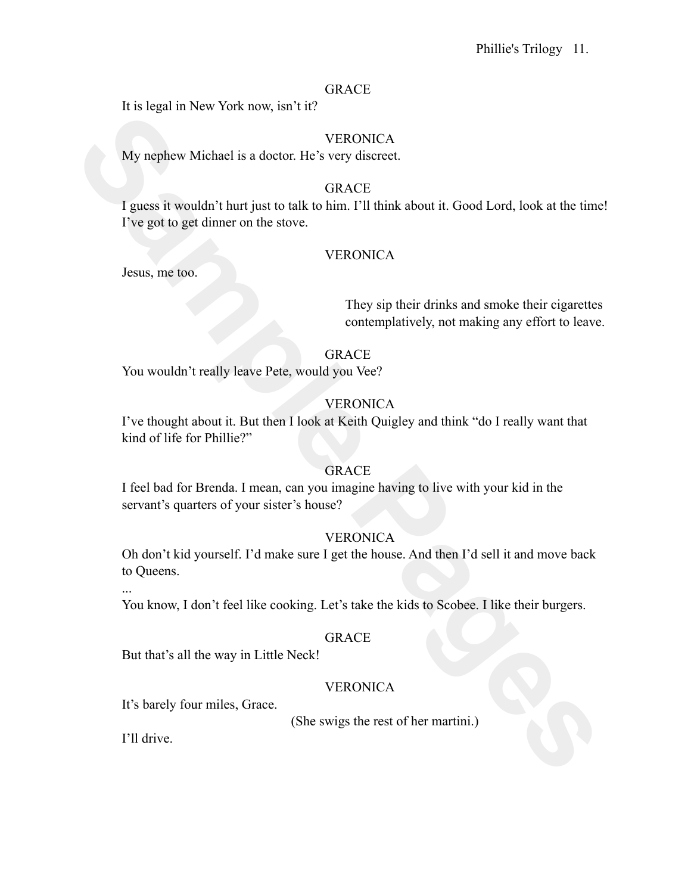GRACE

It is legal in New York now, isn't it?

VERONICA

My nephew Michael is a doctor. He's very discreet.

GRACE

I guess it wouldn't hurt just to talk to him. I'll think about it. Good Lord, look at the time! I've got to get dinner on the stove.

VERONICA

Jesus, me too.

They sip their drinks and smoke their cigarettes contemplatively, not making any effort to leave.

GRACE

You wouldn't really leave Pete, would you Vee?

VERONICA

I've thought about it. But then I look at Keith Quigley and think "do I really want that kind of life for Phillie?"

GRACE

I feel bad for Brenda. I mean, can you imagine having to live with your kid in the servant's quarters of your sister's house?

VERONICA

Oh don't kid yourself. I'd make sure I get the house. And then I'd sell it and move back to Queens.

...

You know, I don't feel like cooking. Let's take the kids to Scobee. I like their burgers.

GRACE

But that's all the way in Little Neck!

VERONICA

It's barely four miles, Grace.

(She swigs the rest of her martini.)

I'll drive.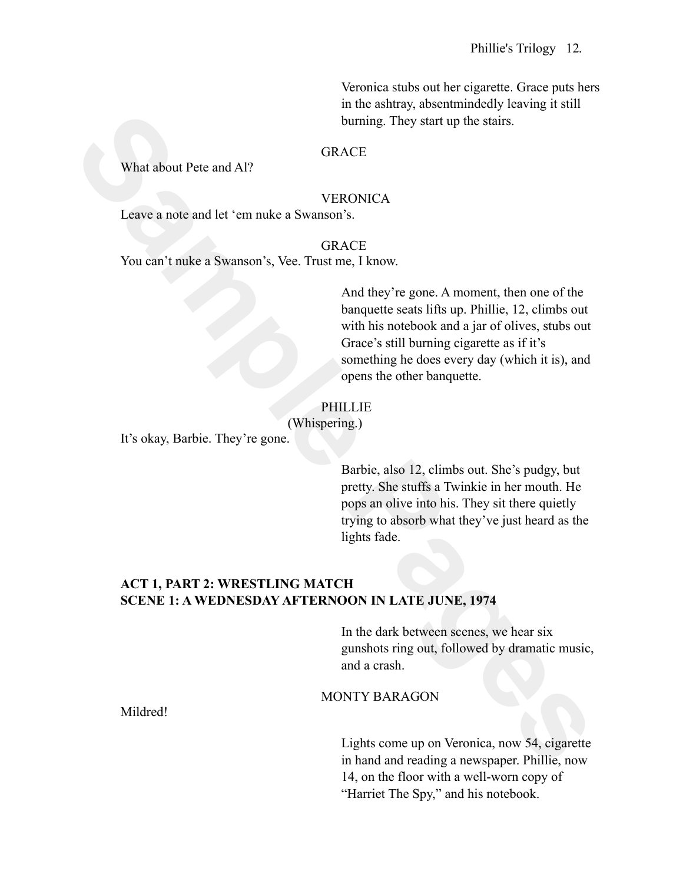Veronica stubs out her cigarette. Grace puts hers in the ashtray, absentmindedly leaving it still burning. They start up the stairs.

GRACE

What about Pete and Al?

VERONICA

Leave a note and let 'em nuke a Swanson's.

GRACE

You can't nuke a Swanson's, Vee. Trust me, I know.

And they're gone. A moment, then one of the banquette seats lifts up. Phillie, 12, climbs out with his notebook and a jar of olives, stubs out Grace's still burning cigarette as if it's something he does every day (which it is), and opens the other banquette.

PHILLIE

(Whispering.)

It's okay, Barbie. They're gone.

Barbie, also 12, climbs out. She's pudgy, but pretty. She stuffs a Twinkie in her mouth. He pops an olive into his. They sit there quietly trying to absorb what they've just heard as the lights fade.

**ACT 1, PART 2: WRESTLING MATCH**
**SCENE 1: A WEDNESDAY AFTERNOON IN LATE JUNE, 1974**

In the dark between scenes, we hear six gunshots ring out, followed by dramatic music, and a crash.

MONTY BARAGON

Mildred!

Lights come up on Veronica, now 54, cigarette in hand and reading a newspaper. Phillie, now 14, on the floor with a well-worn copy of "Harriet The Spy," and his notebook.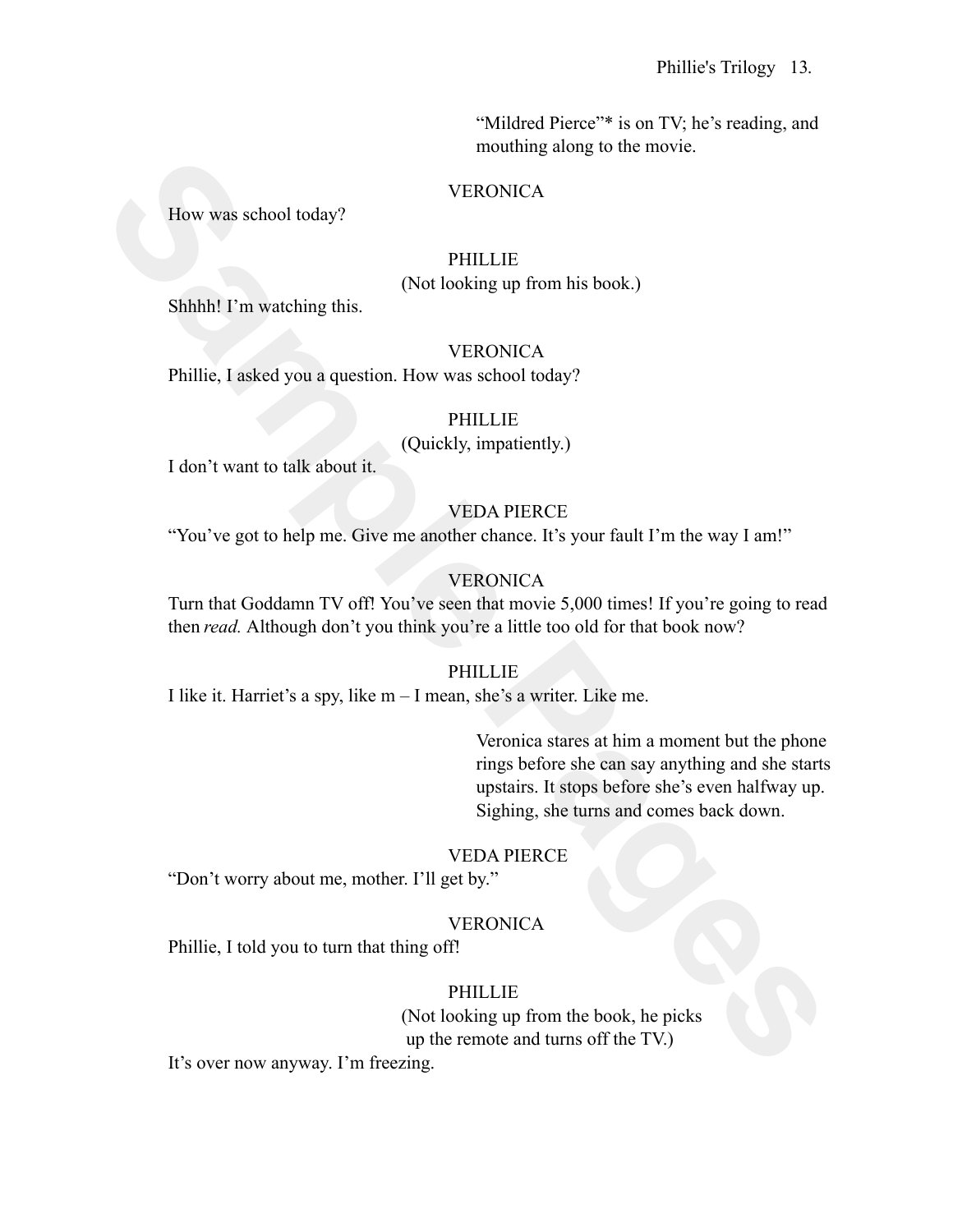"Mildred Pierce"* is on TV; he's reading, and mouthing along to the movie.

VERONICA

How was school today?

PHILLIE

(Not looking up from his book.)

Shhhh! I'm watching this.

VERONICA

Phillie, I asked you a question. How was school today?

PHILLIE

(Quickly, impatiently.)

I don't want to talk about it.

VEDA PIERCE

"You've got to help me. Give me another chance. It's your fault I'm the way I am!"

VERONICA

Turn that Goddamn TV off! You've seen that movie 5,000 times! If you're going to read then *read.* Although don't you think you're a little too old for that book now?

PHILLIE

I like it. Harriet's a spy, like m – I mean, she's a writer. Like me.

Veronica stares at him a moment but the phone rings before she can say anything and she starts upstairs. It stops before she's even halfway up. Sighing, she turns and comes back down.

VEDA PIERCE

"Don't worry about me, mother. I'll get by."

VERONICA

Phillie, I told you to turn that thing off!

PHILLIE

(Not looking up from the book, he picks up the remote and turns off the TV.)

It's over now anyway. I'm freezing.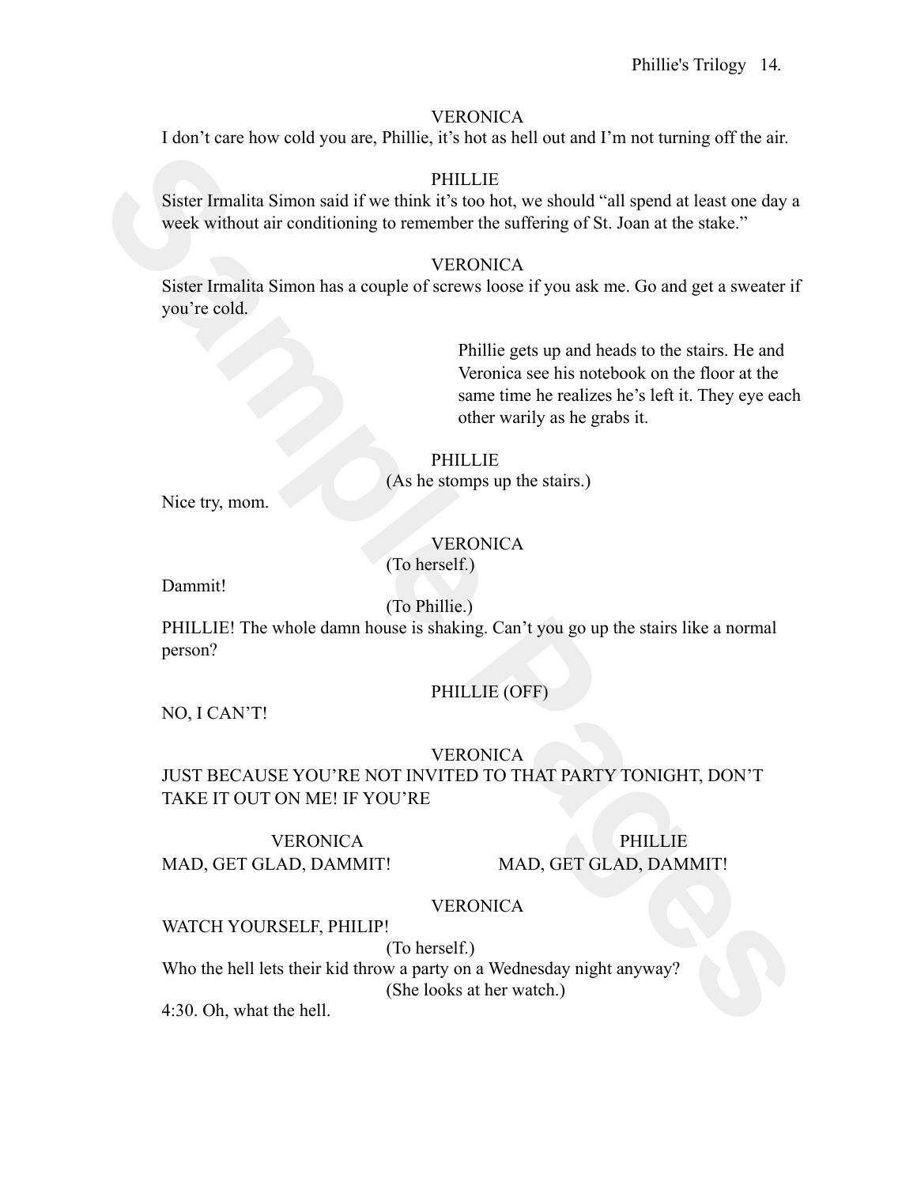VERONICA

I don't care how cold you are, Phillie, it's hot as hell out and I'm not turning off the air.

PHILLIE

Sister Irmalita Simon said if we think it's too hot, we should "all spend at least one day a week without air conditioning to remember the suffering of St. Joan at the stake."

VERONICA

Sister Irmalita Simon has a couple of screws loose if you ask me. Go and get a sweater if you're cold.

> Phillie gets up and heads to the stairs. He and Veronica see his notebook on the floor at the same time he realizes he's left it. They eye each other warily as he grabs it.

PHILLIE

(As he stomps up the stairs.)

Nice try, mom.

VERONICA

(To herself.)

Dammit!

(To Phillie.)

PHILLIE! The whole damn house is shaking. Can't you go up the stairs like a normal person?

PHILLIE (OFF)

NO, I CAN'T!

VERONICA

JUST BECAUSE YOU'RE NOT INVITED TO THAT PARTY TONIGHT, DON'T TAKE IT OUT ON ME! IF YOU'RE

| VERONICA | PHILLIE |
| --- | --- |
| MAD, GET GLAD, DAMMIT! | MAD, GET GLAD, DAMMIT! |

VERONICA

WATCH YOURSELF, PHILIP!

(To herself.)

Who the hell lets their kid throw a party on a Wednesday night anyway?

(She looks at her watch.)

4:30. Oh, what the hell.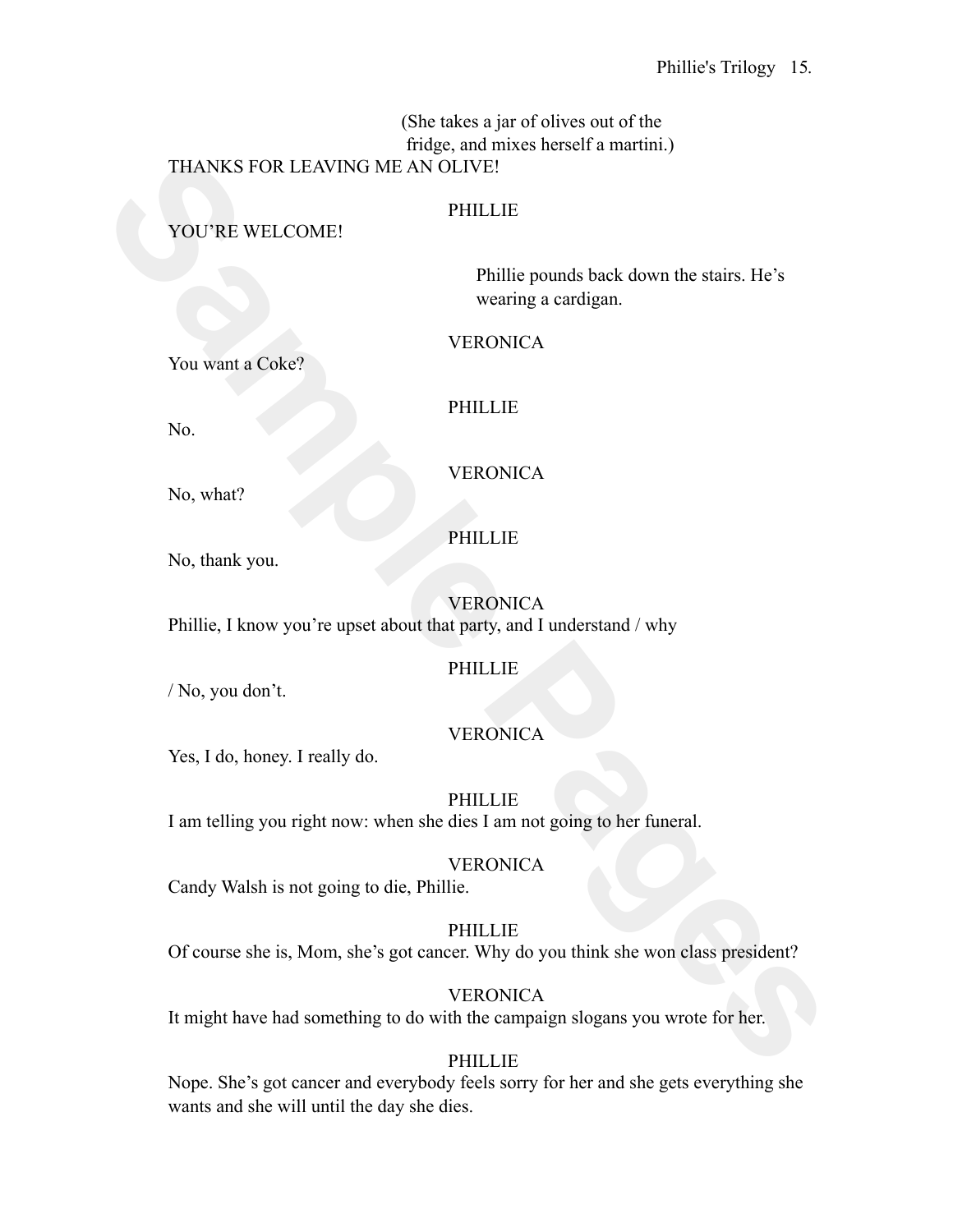(She takes a jar of olives out of the fridge, and mixes herself a martini.)

THANKS FOR LEAVING ME AN OLIVE!

PHILLIE

YOU'RE WELCOME!

Phillie pounds back down the stairs. He's wearing a cardigan.

VERONICA

You want a Coke?

PHILLIE

No.

VERONICA

No, what?

PHILLIE

No, thank you.

VERONICA

Phillie, I know you're upset about that party, and I understand / why

PHILLIE

/ No, you don't.

VERONICA

Yes, I do, honey. I really do.

PHILLIE

I am telling you right now: when she dies I am not going to her funeral.

VERONICA

Candy Walsh is not going to die, Phillie.

PHILLIE

Of course she is, Mom, she's got cancer. Why do you think she won class president?

VERONICA

It might have had something to do with the campaign slogans you wrote for her.

PHILLIE

Nope. She's got cancer and everybody feels sorry for her and she gets everything she wants and she will until the day she dies.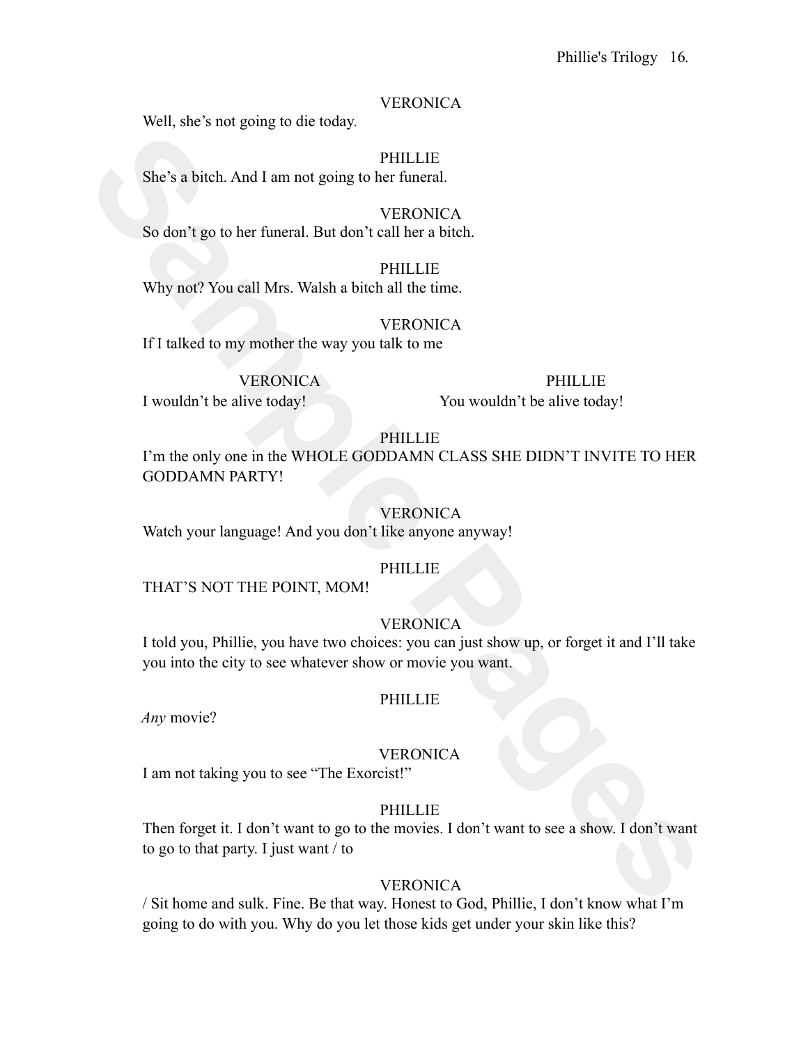VERONICA

Well, she's not going to die today.

PHILLIE

She's a bitch. And I am not going to her funeral.

VERONICA

So don't go to her funeral. But don't call her a bitch.

PHILLIE

Why not? You call Mrs. Walsh a bitch all the time.

VERONICA

If I talked to my mother the way you talk to me

| VERONICA | PHILLIE |
| --- | --- |
| I wouldn't be alive today! | You wouldn't be alive today! |

PHILLIE

I'm the only one in the WHOLE GODDAMN CLASS SHE DIDN'T INVITE TO HER GODDAMN PARTY!

VERONICA

Watch your language! And you don't like anyone anyway!

PHILLIE

THAT'S NOT THE POINT, MOM!

VERONICA

I told you, Phillie, you have two choices: you can just show up, or forget it and I'll take you into the city to see whatever show or movie you want.

PHILLIE

*Any* movie?

VERONICA

I am not taking you to see "The Exorcist!"

PHILLIE

Then forget it. I don't want to go to the movies. I don't want to see a show. I don't want to go to that party. I just want / to

VERONICA

/ Sit home and sulk. Fine. Be that way. Honest to God, Phillie, I don't know what I'm going to do with you. Why do you let those kids get under your skin like this?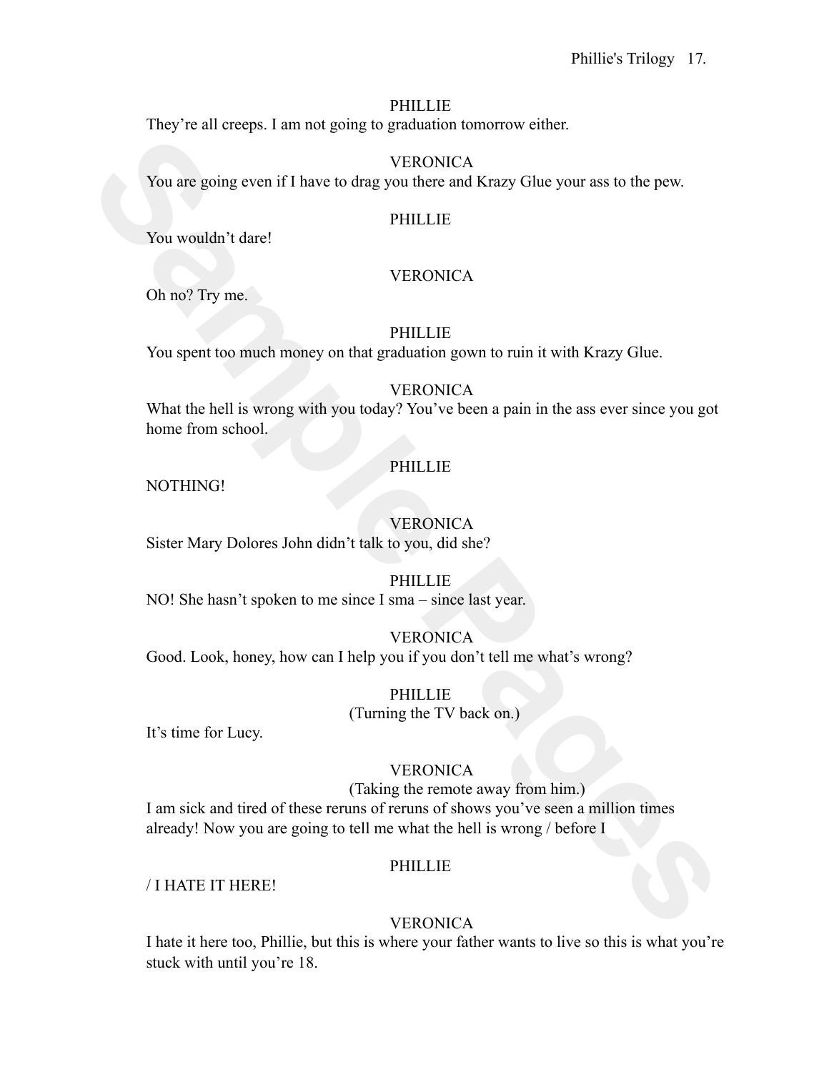PHILLIE

They're all creeps. I am not going to graduation tomorrow either.

VERONICA

You are going even if I have to drag you there and Krazy Glue your ass to the pew.

PHILLIE

You wouldn't dare!

VERONICA

Oh no? Try me.

PHILLIE

You spent too much money on that graduation gown to ruin it with Krazy Glue.

VERONICA

What the hell is wrong with you today? You've been a pain in the ass ever since you got home from school.

PHILLIE

NOTHING!

VERONICA

Sister Mary Dolores John didn't talk to you, did she?

PHILLIE

NO! She hasn't spoken to me since I sma – since last year.

VERONICA

Good. Look, honey, how can I help you if you don't tell me what's wrong?

PHILLIE

(Turning the TV back on.)

It's time for Lucy.

VERONICA

(Taking the remote away from him.)

I am sick and tired of these reruns of reruns of shows you've seen a million times already! Now you are going to tell me what the hell is wrong / before I

PHILLIE

/ I HATE IT HERE!

VERONICA

I hate it here too, Phillie, but this is where your father wants to live so this is what you're stuck with until you're 18.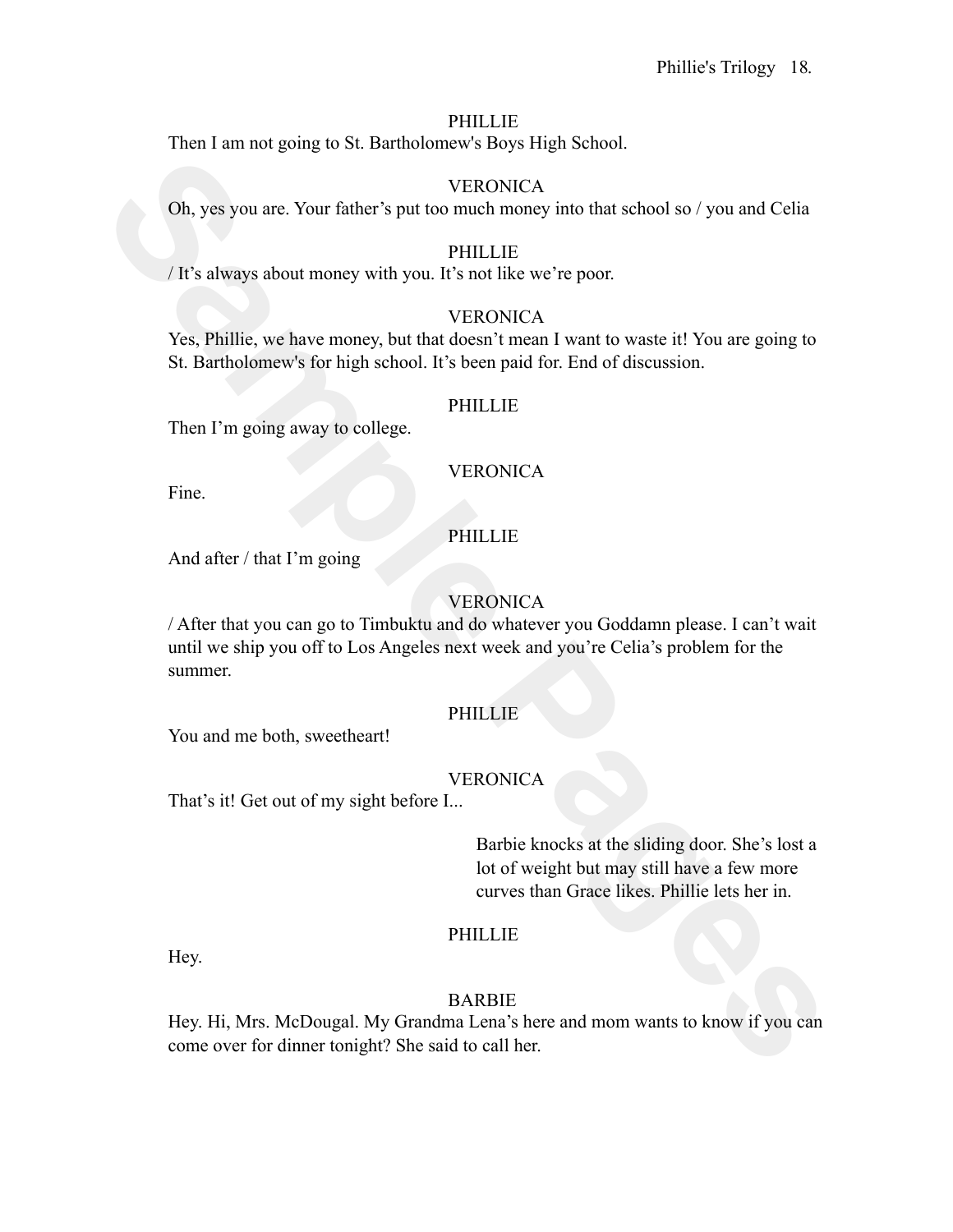PHILLIE

Then I am not going to St. Bartholomew's Boys High School.

VERONICA

Oh, yes you are. Your father's put too much money into that school so / you and Celia

PHILLIE

/ It's always about money with you. It's not like we're poor.

VERONICA

Yes, Phillie, we have money, but that doesn't mean I want to waste it! You are going to St. Bartholomew's for high school. It's been paid for. End of discussion.

PHILLIE

Then I'm going away to college.

VERONICA

Fine.

PHILLIE

And after / that I'm going

VERONICA

/ After that you can go to Timbuktu and do whatever you Goddamn please. I can't wait until we ship you off to Los Angeles next week and you're Celia's problem for the summer.

PHILLIE

You and me both, sweetheart!

VERONICA

That's it! Get out of my sight before I...

*Barbie knocks at the sliding door. She's lost a lot of weight but may still have a few more curves than Grace likes. Phillie lets her in.*

PHILLIE

Hey.

BARBIE

Hey. Hi, Mrs. McDougal. My Grandma Lena's here and mom wants to know if you can come over for dinner tonight? She said to call her.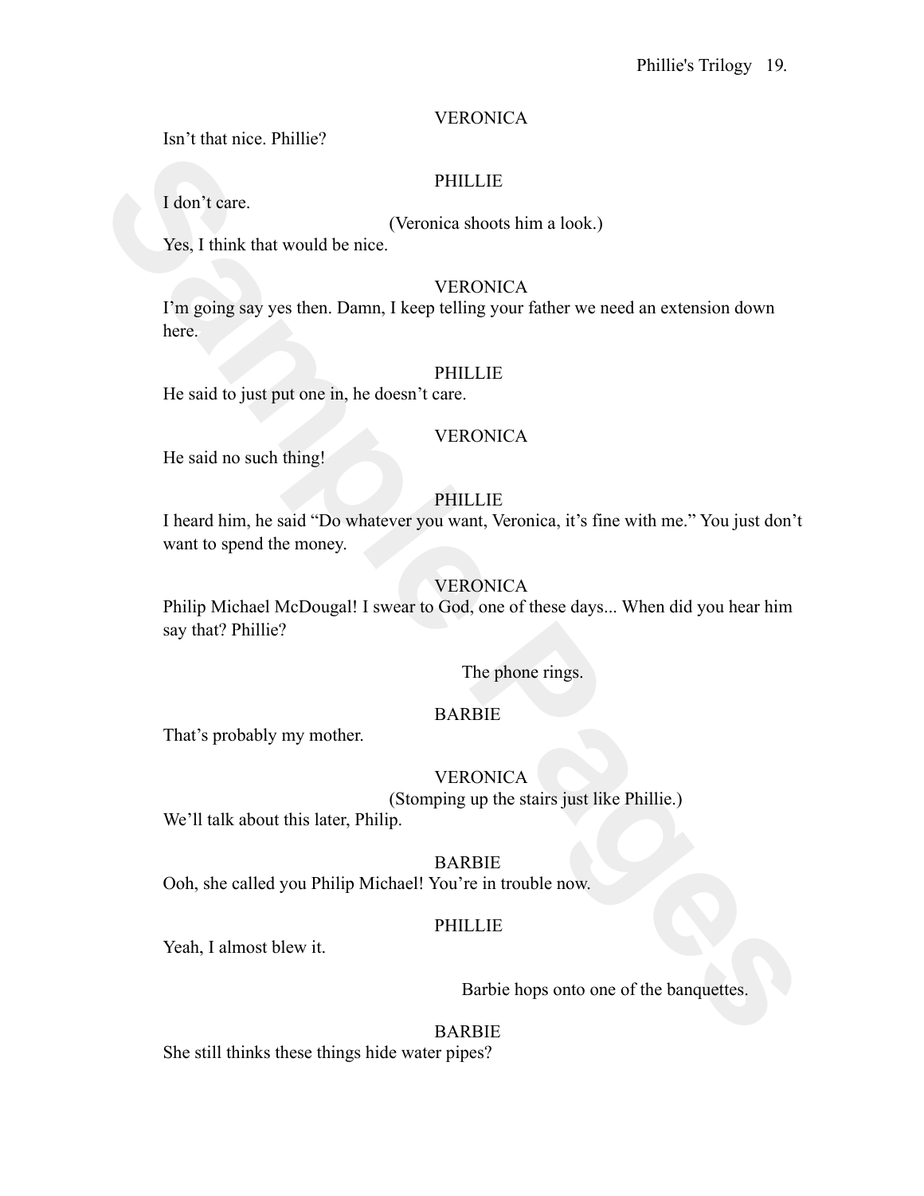VERONICA

Isn't that nice. Phillie?

PHILLIE

I don't care.

(Veronica shoots him a look.)

Yes, I think that would be nice.

VERONICA

I'm going say yes then. Damn, I keep telling your father we need an extension down here.

PHILLIE

He said to just put one in, he doesn't care.

VERONICA

He said no such thing!

PHILLIE

I heard him, he said "Do whatever you want, Veronica, it's fine with me." You just don't want to spend the money.

VERONICA

Philip Michael McDougal! I swear to God, one of these days... When did you hear him say that? Phillie?

The phone rings.

BARBIE

That's probably my mother.

VERONICA

(Stomping up the stairs just like Phillie.)

We'll talk about this later, Philip.

BARBIE

Ooh, she called you Philip Michael! You're in trouble now.

PHILLIE

Yeah, I almost blew it.

Barbie hops onto one of the banquettes.

BARBIE

She still thinks these things hide water pipes?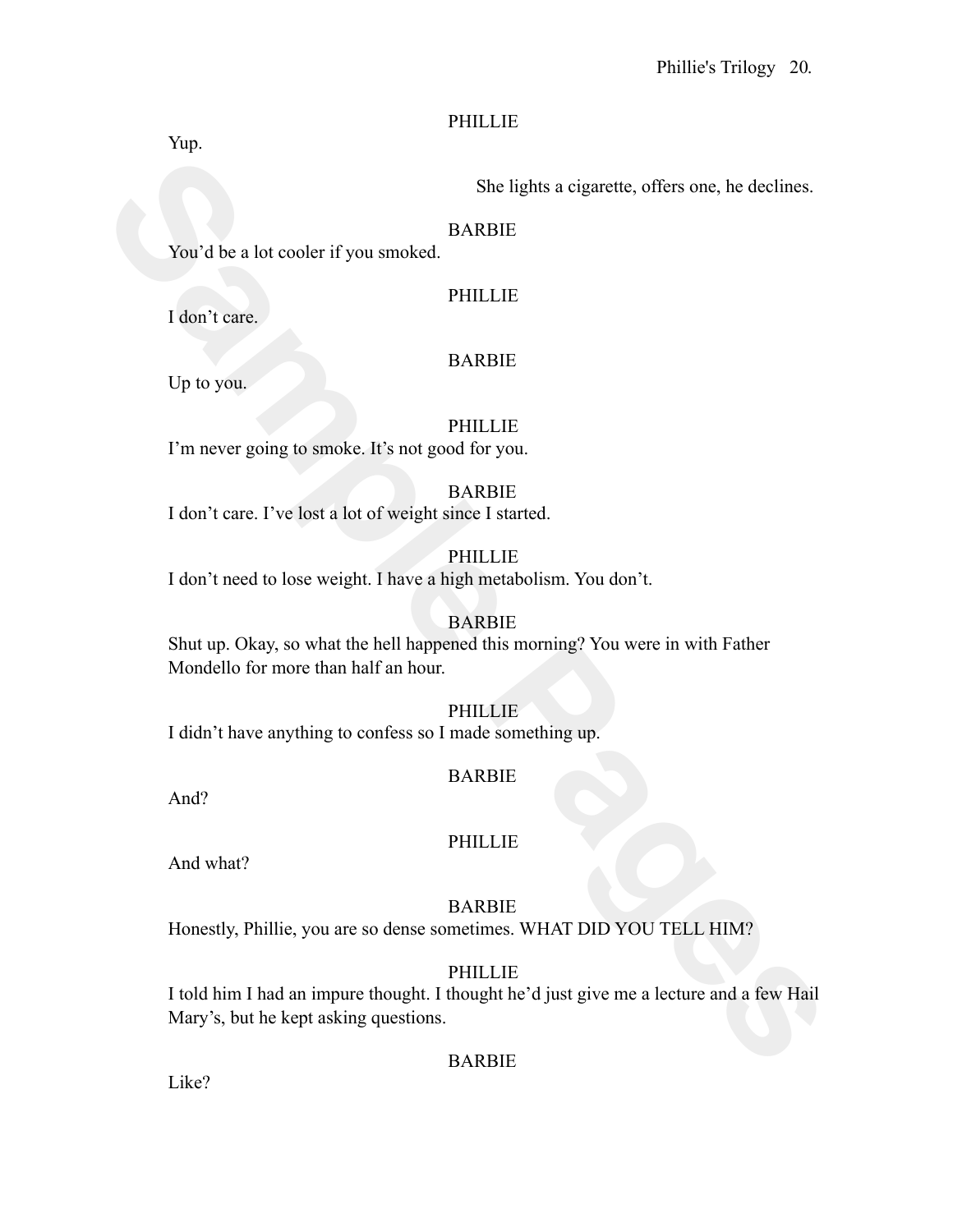PHILLIE

Yup.

She lights a cigarette, offers one, he declines.

BARBIE

You'd be a lot cooler if you smoked.

PHILLIE

I don't care.

BARBIE

Up to you.

PHILLIE

I'm never going to smoke. It's not good for you.

BARBIE

I don't care. I've lost a lot of weight since I started.

PHILLIE

I don't need to lose weight. I have a high metabolism. You don't.

BARBIE

Shut up. Okay, so what the hell happened this morning? You were in with Father Mondello for more than half an hour.

PHILLIE

I didn't have anything to confess so I made something up.

BARBIE

And?

PHILLIE

And what?

BARBIE

Honestly, Phillie, you are so dense sometimes. WHAT DID YOU TELL HIM?

PHILLIE

I told him I had an impure thought. I thought he'd just give me a lecture and a few Hail Mary's, but he kept asking questions.

BARBIE

Like?